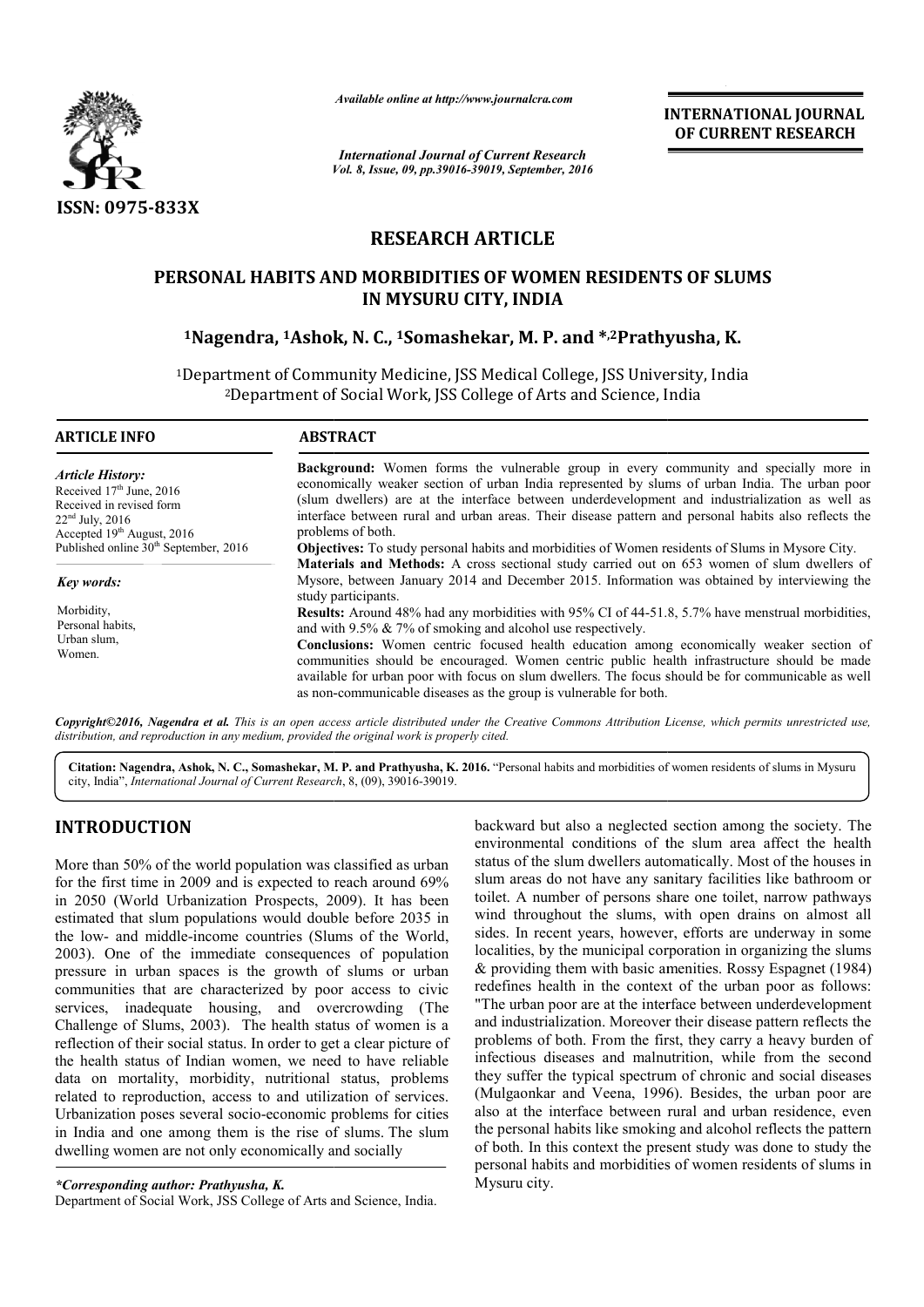ISSN: 0975-833X

*Available online at http://www.journalcra.com*

*International Journal of Current Research*
*Vol. 8, Issue, 09, pp.39016-39019, September, 2016*

**INTERNATIONAL JOURNAL OF CURRENT RESEARCH**

## RESEARCH ARTICLE

# PERSONAL HABITS AND MORBIDITIES OF WOMEN RESIDENTS OF SLUMS IN MYSURU CITY, INDIA

**[1]Nagendra, [1]Ashok, N. C., [1]Somashekar, M. P. and *,[2]Prathyusha, K.**

[1]Department of Community Medicine, JSS Medical College, JSS University, India
[2]Department of Social Work, JSS College of Arts and Science, India

### ARTICLE INFO

*Article History:*
Received 17th June, 2016
Received in revised form
22nd July, 2016
Accepted 19th August, 2016
Published online 30th September, 2016

*Key words:*

Morbidity,
Personal habits,
Urban slum,
Women.

### ABSTRACT

**Background:** Women forms the vulnerable group in every community and specially more in economically weaker section of urban India represented by slums of urban India. The urban poor (slum dwellers) are at the interface between underdevelopment and industrialization as well as interface between rural and urban areas. Their disease pattern and personal habits also reflects the problems of both.

**Objectives:** To study personal habits and morbidities of Women residents of Slums in Mysore City.

**Materials and Methods:** A cross sectional study carried out on 653 women of slum dwellers of Mysore, between January 2014 and December 2015. Information was obtained by interviewing the study participants.

**Results:** Around 48% had any morbidities with 95% CI of 44-51.8, 5.7% have menstrual morbidities, and with 9.5% & 7% of smoking and alcohol use respectively.

**Conclusions:** Women centric focused health education among economically weaker section of communities should be encouraged. Women centric public health infrastructure should be made available for urban poor with focus on slum dwellers. The focus should be for communicable as well as non-communicable diseases as the group is vulnerable for both.

***Copyright©2016, Nagendra et al.*** *This is an open access article distributed under the Creative Commons Attribution License, which permits unrestricted use, distribution, and reproduction in any medium, provided the original work is properly cited.*

**Citation: Nagendra, Ashok, N. C., Somashekar, M. P. and Prathyusha, K. 2016.** "Personal habits and morbidities of women residents of slums in Mysuru city, India", *International Journal of Current Research*, 8, (09), 39016-39019.

## INTRODUCTION

More than 50% of the world population was classified as urban for the first time in 2009 and is expected to reach around 69% in 2050 (World Urbanization Prospects, 2009). It has been estimated that slum populations would double before 2035 in the low- and middle-income countries (Slums of the World, 2003). One of the immediate consequences of population pressure in urban spaces is the growth of slums or urban communities that are characterized by poor access to civic services, inadequate housing, and overcrowding (The Challenge of Slums, 2003). The health status of women is a reflection of their social status. In order to get a clear picture of the health status of Indian women, we need to have reliable data on mortality, morbidity, nutritional status, problems related to reproduction, access to and utilization of services. Urbanization poses several socio-economic problems for cities in India and one among them is the rise of slums. The slum dwelling women are not only economically and socially backward but also a neglected section among the society. The environmental conditions of the slum area affect the health status of the slum dwellers automatically. Most of the houses in slum areas do not have any sanitary facilities like bathroom or toilet. A number of persons share one toilet, narrow pathways wind throughout the slums, with open drains on almost all sides. In recent years, however, efforts are underway in some localities, by the municipal corporation in organizing the slums & providing them with basic amenities. Rossy Espagnet (1984) redefines health in the context of the urban poor as follows: "The urban poor are at the interface between underdevelopment and industrialization. Moreover their disease pattern reflects the problems of both. From the first, they carry a heavy burden of infectious diseases and malnutrition, while from the second they suffer the typical spectrum of chronic and social diseases (Mulgaonkar and Veena, 1996). Besides, the urban poor are also at the interface between rural and urban residence, even the personal habits like smoking and alcohol reflects the pattern of both. In this context the present study was done to study the personal habits and morbidities of women residents of slums in Mysuru city.

**\*Corresponding author: Prathyusha, K.**
Department of Social Work, JSS College of Arts and Science, India.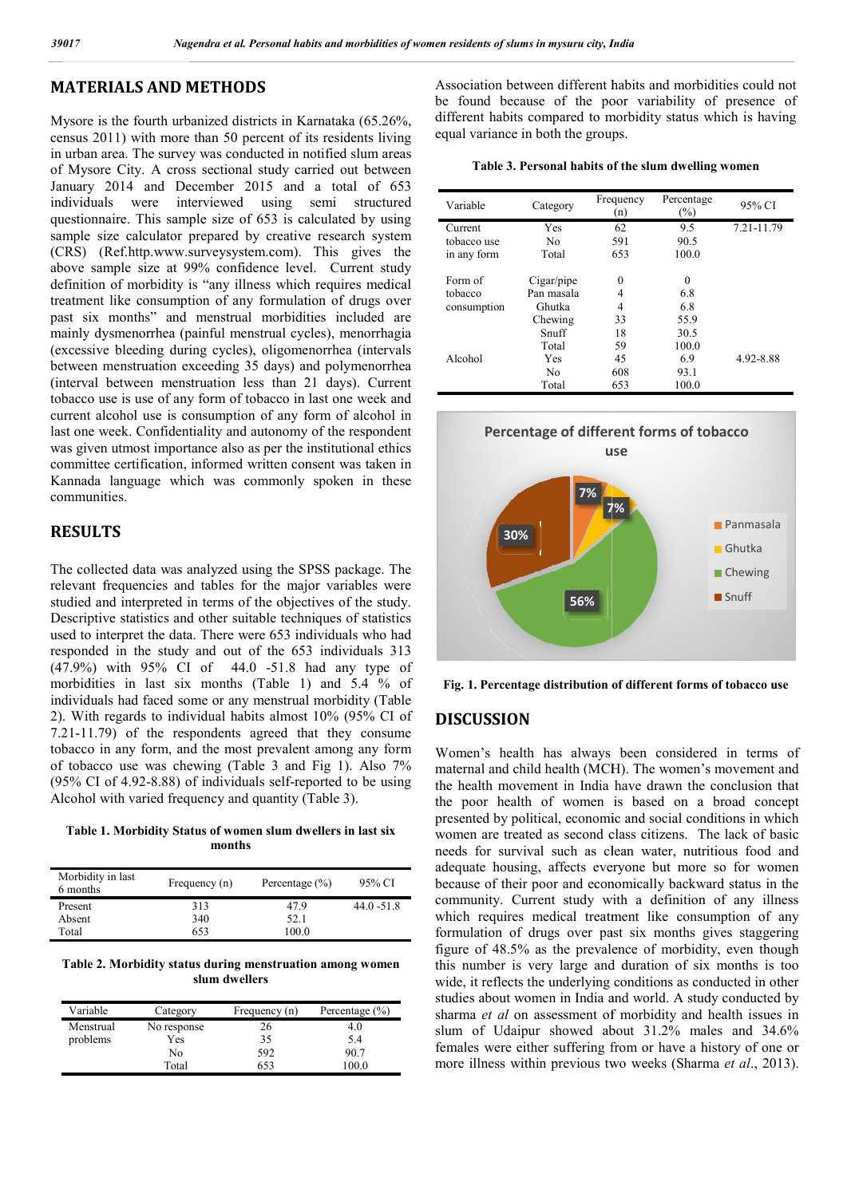## MATERIALS AND METHODS

Mysore is the fourth urbanized districts in Karnataka (65.26%, census 2011) with more than 50 percent of its residents living in urban area. The survey was conducted in notified slum areas of Mysore City. A cross sectional study carried out between January 2014 and December 2015 and a total of 653 individuals were interviewed using semi structured questionnaire. This sample size of 653 is calculated by using sample size calculator prepared by creative research system (CRS) (Ref.http.www.surveysystem.com). This gives the above sample size at 99% confidence level. Current study definition of morbidity is "any illness which requires medical treatment like consumption of any formulation of drugs over past six months" and menstrual morbidities included are mainly dysmenorrhea (painful menstrual cycles), menorrhagia (excessive bleeding during cycles), oligomenorrhea (intervals between menstruation exceeding 35 days) and polymenorrhea (interval between menstruation less than 21 days). Current tobacco use is use of any form of tobacco in last one week and current alcohol use is consumption of any form of alcohol in last one week. Confidentiality and autonomy of the respondent was given utmost importance also as per the institutional ethics committee certification, informed written consent was taken in Kannada language which was commonly spoken in these communities.

## RESULTS

The collected data was analyzed using the SPSS package. The relevant frequencies and tables for the major variables were studied and interpreted in terms of the objectives of the study. Descriptive statistics and other suitable techniques of statistics used to interpret the data. There were 653 individuals who had responded in the study and out of the 653 individuals 313 (47.9%) with 95% CI of 44.0 -51.8 had any type of morbidities in last six months (Table 1) and 5.4 % of individuals had faced some or any menstrual morbidity (Table 2). With regards to individual habits almost 10% (95% CI of 7.21-11.79) of the respondents agreed that they consume tobacco in any form, and the most prevalent among any form of tobacco use was chewing (Table 3 and Fig 1). Also 7% (95% CI of 4.92-8.88) of individuals self-reported to be using Alcohol with varied frequency and quantity (Table 3).

**Table 1. Morbidity Status of women slum dwellers in last six months**

| Morbidity in last 6 months | Frequency (n) | Percentage (%) | 95% CI |
|---|---|---|---|
| Present | 313 | 47.9 | 44.0 -51.8 |
| Absent | 340 | 52.1 | |
| Total | 653 | 100.0 | |

**Table 2. Morbidity status during menstruation among women slum dwellers**

| Variable | Category | Frequency (n) | Percentage (%) |
|---|---|---|---|
| Menstrual problems | No response | 26 | 4.0 |
| | Yes | 35 | 5.4 |
| | No | 592 | 90.7 |
| | Total | 653 | 100.0 |

Association between different habits and morbidities could not be found because of the poor variability of presence of different habits compared to morbidity status which is having equal variance in both the groups.

**Table 3. Personal habits of the slum dwelling women**

| Variable | Category | Frequency (n) | Percentage (%) | 95% CI |
|---|---|---|---|---|
| Current tobacco use in any form | Yes | 62 | 9.5 | 7.21-11.79 |
| | No | 591 | 90.5 | |
| | Total | 653 | 100.0 | |
| Form of tobacco consumption | Cigar/pipe | 0 | 0 | |
| | Pan masala | 4 | 6.8 | |
| | Ghutka | 4 | 6.8 | |
| | Chewing | 33 | 55.9 | |
| | Snuff | 18 | 30.5 | |
| | Total | 59 | 100.0 | |
| Alcohol | Yes | 45 | 6.9 | 4.92-8.88 |
| | No | 608 | 93.1 | |
| | Total | 653 | 100.0 | |

**Fig. 1. Percentage distribution of different forms of tobacco use**

## DISCUSSION

Women's health has always been considered in terms of maternal and child health (MCH). The women's movement and the health movement in India have drawn the conclusion that the poor health of women is based on a broad concept presented by political, economic and social conditions in which women are treated as second class citizens. The lack of basic needs for survival such as clean water, nutritious food and adequate housing, affects everyone but more so for women because of their poor and economically backward status in the community. Current study with a definition of any illness which requires medical treatment like consumption of any formulation of drugs over past six months gives staggering figure of 48.5% as the prevalence of morbidity, even though this number is very large and duration of six months is too wide, it reflects the underlying conditions as conducted in other studies about women in India and world. A study conducted by sharma *et al* on assessment of morbidity and health issues in slum of Udaipur showed about 31.2% males and 34.6% females were either suffering from or have a history of one or more illness within previous two weeks (Sharma *et al*., 2013).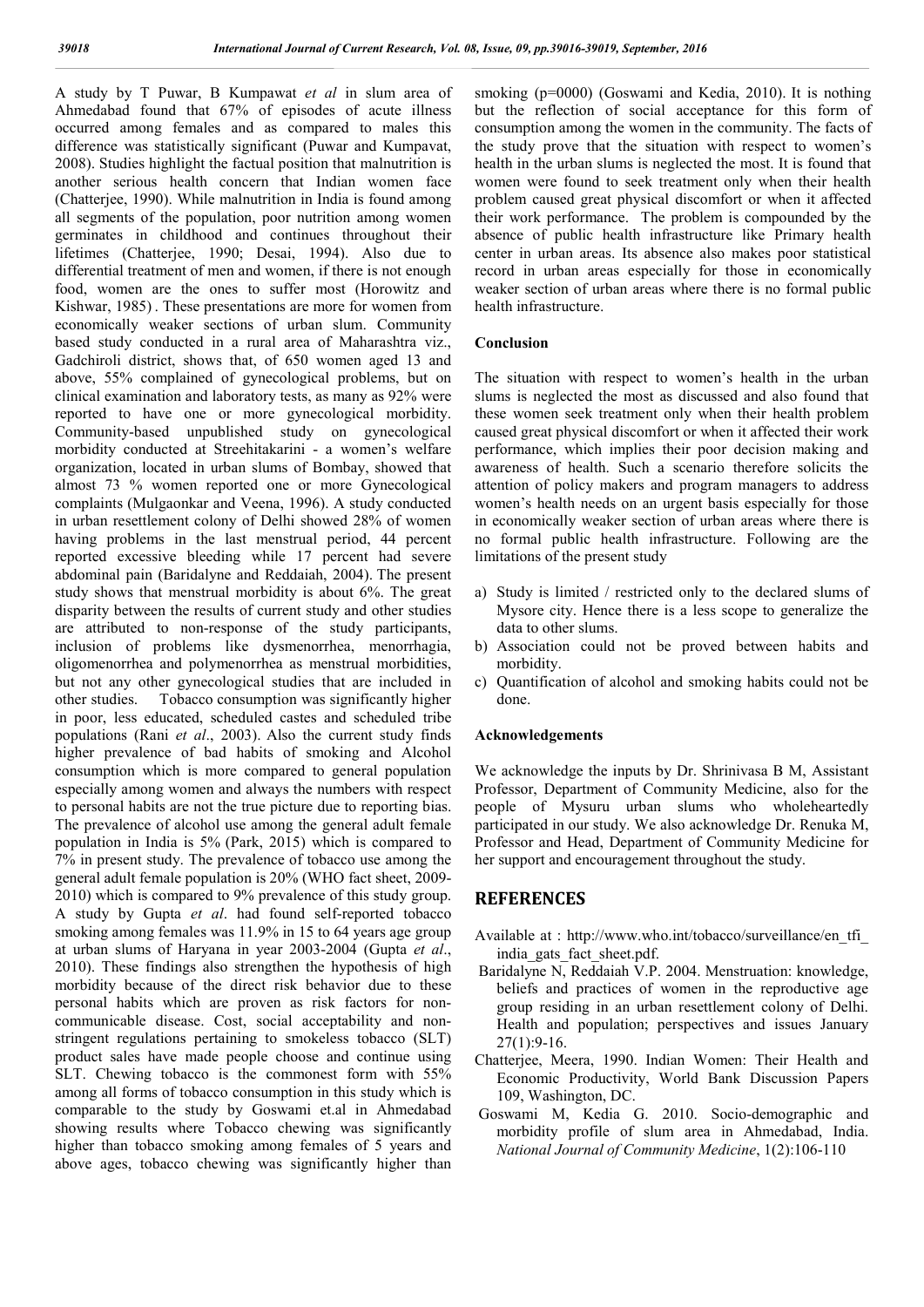A study by T Puwar, B Kumpawat *et al* in slum area of Ahmedabad found that 67% of episodes of acute illness occurred among females and as compared to males this difference was statistically significant (Puwar and Kumpavat, 2008). Studies highlight the factual position that malnutrition is another serious health concern that Indian women face (Chatterjee, 1990). While malnutrition in India is found among all segments of the population, poor nutrition among women germinates in childhood and continues throughout their lifetimes (Chatterjee, 1990; Desai, 1994). Also due to differential treatment of men and women, if there is not enough food, women are the ones to suffer most (Horowitz and Kishwar, 1985) . These presentations are more for women from economically weaker sections of urban slum. Community based study conducted in a rural area of Maharashtra viz., Gadchiroli district, shows that, of 650 women aged 13 and above, 55% complained of gynecological problems, but on clinical examination and laboratory tests, as many as 92% were reported to have one or more gynecological morbidity. Community-based unpublished study on gynecological morbidity conducted at Streehitakarini - a women's welfare organization, located in urban slums of Bombay, showed that almost 73 % women reported one or more Gynecological complaints (Mulgaonkar and Veena, 1996). A study conducted in urban resettlement colony of Delhi showed 28% of women having problems in the last menstrual period, 44 percent reported excessive bleeding while 17 percent had severe abdominal pain (Baridalyne and Reddaiah, 2004). The present study shows that menstrual morbidity is about 6%. The great disparity between the results of current study and other studies are attributed to non-response of the study participants, inclusion of problems like dysmenorrhea, menorrhagia, oligomenorrhea and polymenorrhea as menstrual morbidities, but not any other gynecological studies that are included in other studies. Tobacco consumption was significantly higher in poor, less educated, scheduled castes and scheduled tribe populations (Rani *et al*., 2003). Also the current study finds higher prevalence of bad habits of smoking and Alcohol consumption which is more compared to general population especially among women and always the numbers with respect to personal habits are not the true picture due to reporting bias. The prevalence of alcohol use among the general adult female population in India is 5% (Park, 2015) which is compared to 7% in present study. The prevalence of tobacco use among the general adult female population is 20% (WHO fact sheet, 2009-2010) which is compared to 9% prevalence of this study group. A study by Gupta *et al*. had found self-reported tobacco smoking among females was 11.9% in 15 to 64 years age group at urban slums of Haryana in year 2003-2004 (Gupta *et al*., 2010). These findings also strengthen the hypothesis of high morbidity because of the direct risk behavior due to these personal habits which are proven as risk factors for non-communicable disease. Cost, social acceptability and non-stringent regulations pertaining to smokeless tobacco (SLT) product sales have made people choose and continue using SLT. Chewing tobacco is the commonest form with 55% among all forms of tobacco consumption in this study which is comparable to the study by Goswami et.al in Ahmedabad showing results where Tobacco chewing was significantly higher than tobacco smoking among females of 5 years and above ages, tobacco chewing was significantly higher than smoking (p=0000) (Goswami and Kedia, 2010). It is nothing but the reflection of social acceptance for this form of consumption among the women in the community. The facts of the study prove that the situation with respect to women's health in the urban slums is neglected the most. It is found that women were found to seek treatment only when their health problem caused great physical discomfort or when it affected their work performance. The problem is compounded by the absence of public health infrastructure like Primary health center in urban areas. Its absence also makes poor statistical record in urban areas especially for those in economically weaker section of urban areas where there is no formal public health infrastructure.

## Conclusion

The situation with respect to women's health in the urban slums is neglected the most as discussed and also found that these women seek treatment only when their health problem caused great physical discomfort or when it affected their work performance, which implies their poor decision making and awareness of health. Such a scenario therefore solicits the attention of policy makers and program managers to address women's health needs on an urgent basis especially for those in economically weaker section of urban areas where there is no formal public health infrastructure. Following are the limitations of the present study

a) Study is limited / restricted only to the declared slums of Mysore city. Hence there is a less scope to generalize the data to other slums.
b) Association could not be proved between habits and morbidity.
c) Quantification of alcohol and smoking habits could not be done.

## Acknowledgements

We acknowledge the inputs by Dr. Shrinivasa B M, Assistant Professor, Department of Community Medicine, also for the people of Mysuru urban slums who wholeheartedly participated in our study. We also acknowledge Dr. Renuka M, Professor and Head, Department of Community Medicine for her support and encouragement throughout the study.

## REFERENCES

Available at : http://www.who.int/tobacco/surveillance/en_tfi_india_gats_fact_sheet.pdf.

Baridalyne N, Reddaiah V.P. 2004. Menstruation: knowledge, beliefs and practices of women in the reproductive age group residing in an urban resettlement colony of Delhi. Health and population; perspectives and issues January 27(1):9-16.

Chatterjee, Meera, 1990. Indian Women: Their Health and Economic Productivity, World Bank Discussion Papers 109, Washington, DC.

Goswami M, Kedia G. 2010. Socio-demographic and morbidity profile of slum area in Ahmedabad, India. *National Journal of Community Medicine*, 1(2):106-110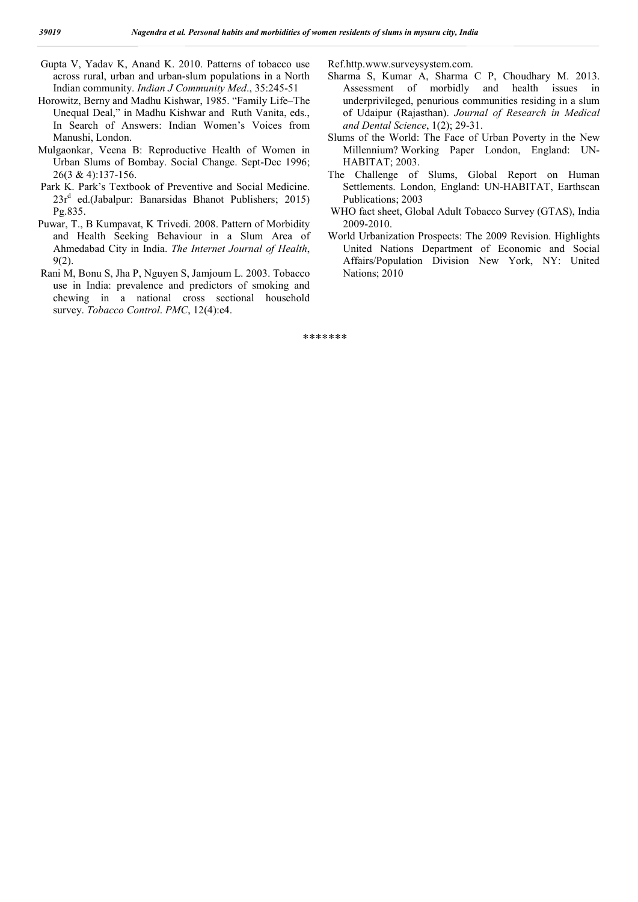Gupta V, Yadav K, Anand K. 2010. Patterns of tobacco use across rural, urban and urban-slum populations in a North Indian community. *Indian J Community Med*., 35:245-51

Horowitz, Berny and Madhu Kishwar, 1985. "Family Life–The Unequal Deal," in Madhu Kishwar and Ruth Vanita, eds., In Search of Answers: Indian Women's Voices from Manushi, London.

Mulgaonkar, Veena B: Reproductive Health of Women in Urban Slums of Bombay. Social Change. Sept-Dec 1996; 26(3 & 4):137-156.

Park K. Park's Textbook of Preventive and Social Medicine. 23rd ed.(Jabalpur: Banarsidas Bhanot Publishers; 2015) Pg.835.

Puwar, T., B Kumpavat, K Trivedi. 2008. Pattern of Morbidity and Health Seeking Behaviour in a Slum Area of Ahmedabad City in India. *The Internet Journal of Health*, 9(2).

Rani M, Bonu S, Jha P, Nguyen S, Jamjoum L. 2003. Tobacco use in India: prevalence and predictors of smoking and chewing in a national cross sectional household survey. *Tobacco Control*. *PMC*, 12(4):e4.

Ref.http.www.surveysystem.com.

Sharma S, Kumar A, Sharma C P, Choudhary M. 2013. Assessment of morbidly and health issues in underprivileged, penurious communities residing in a slum of Udaipur (Rajasthan). *Journal of Research in Medical and Dental Science*, 1(2); 29-31.

Slums of the World: The Face of Urban Poverty in the New Millennium? Working Paper London, England: UN-HABITAT; 2003.

The Challenge of Slums, Global Report on Human Settlements. London, England: UN-HABITAT, Earthscan Publications; 2003

WHO fact sheet, Global Adult Tobacco Survey (GTAS), India 2009-2010.

World Urbanization Prospects: The 2009 Revision. Highlights United Nations Department of Economic and Social Affairs/Population Division New York, NY: United Nations; 2010

*******